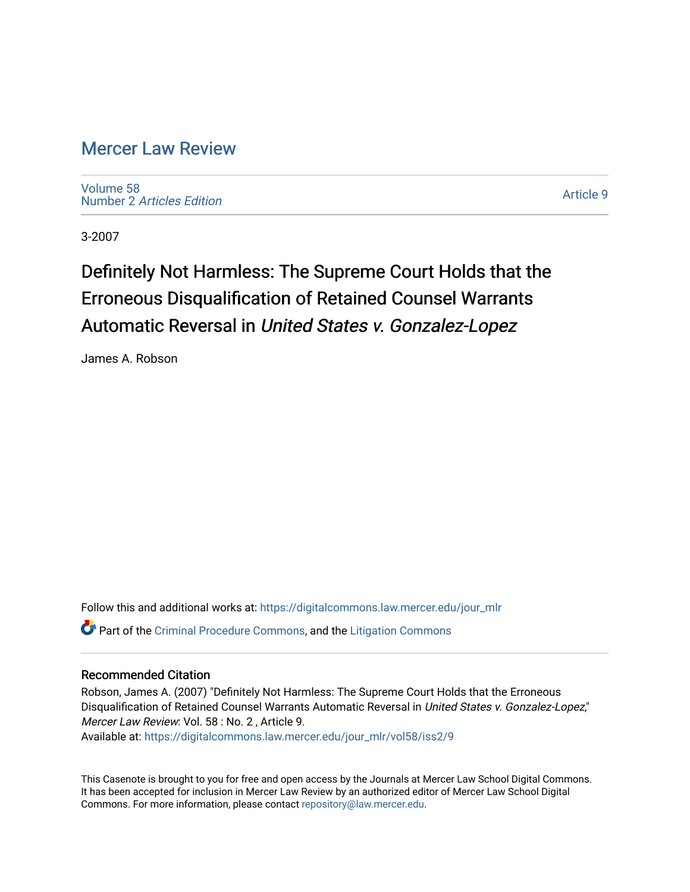# Mercer Law Review

Volume 58
Number 2 *Articles Edition*

Article 9

3-2007

# Definitely Not Harmless: The Supreme Court Holds that the Erroneous Disqualification of Retained Counsel Warrants Automatic Reversal in *United States v. Gonzalez-Lopez*

James A. Robson

Follow this and additional works at: https://digitalcommons.law.mercer.edu/jour_mlr

Part of the Criminal Procedure Commons, and the Litigation Commons

### Recommended Citation

Robson, James A. (2007) "Definitely Not Harmless: The Supreme Court Holds that the Erroneous Disqualification of Retained Counsel Warrants Automatic Reversal in *United States v. Gonzalez-Lopez*," *Mercer Law Review*: Vol. 58 : No. 2 , Article 9.
Available at: https://digitalcommons.law.mercer.edu/jour_mlr/vol58/iss2/9

This Casenote is brought to you for free and open access by the Journals at Mercer Law School Digital Commons. It has been accepted for inclusion in Mercer Law Review by an authorized editor of Mercer Law School Digital Commons. For more information, please contact repository@law.mercer.edu.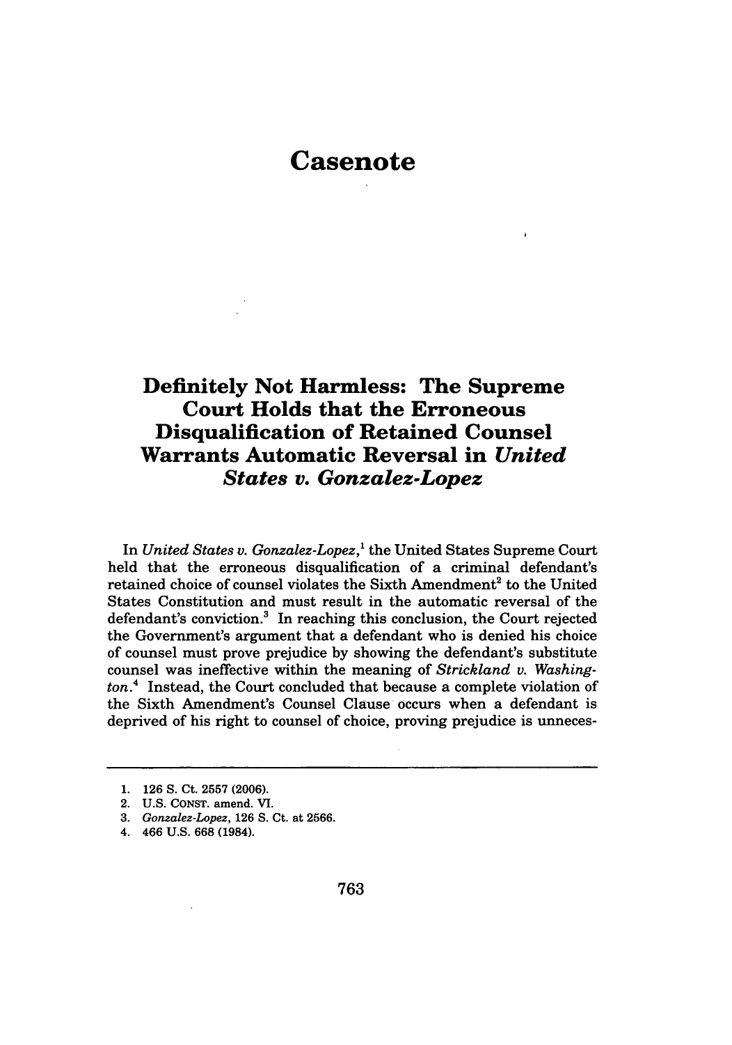# Casenote

## Definitely Not Harmless: The Supreme Court Holds that the Erroneous Disqualification of Retained Counsel Warrants Automatic Reversal in *United States v. Gonzalez-Lopez*

In *United States v. Gonzalez-Lopez*,[1] the United States Supreme Court held that the erroneous disqualification of a criminal defendant's retained choice of counsel violates the Sixth Amendment[2] to the United States Constitution and must result in the automatic reversal of the defendant's conviction.[3] In reaching this conclusion, the Court rejected the Government's argument that a defendant who is denied his choice of counsel must prove prejudice by showing the defendant's substitute counsel was ineffective within the meaning of *Strickland v. Washington*.[4] Instead, the Court concluded that because a complete violation of the Sixth Amendment's Counsel Clause occurs when a defendant is deprived of his right to counsel of choice, proving prejudice is unneces-

---

1. 126 S. Ct. 2557 (2006).
2. U.S. CONST. amend. VI.
3. *Gonzalez-Lopez*, 126 S. Ct. at 2566.
4. 466 U.S. 668 (1984).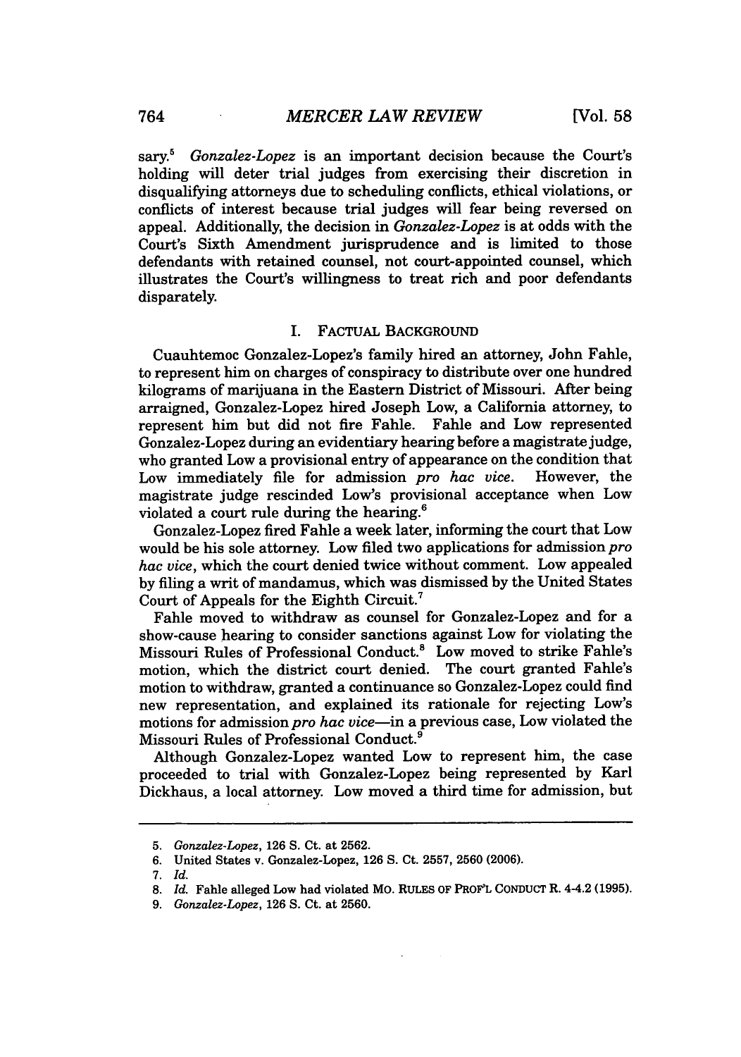sary.[5] *Gonzalez-Lopez* is an important decision because the Court's holding will deter trial judges from exercising their discretion in disqualifying attorneys due to scheduling conflicts, ethical violations, or conflicts of interest because trial judges will fear being reversed on appeal. Additionally, the decision in *Gonzalez-Lopez* is at odds with the Court's Sixth Amendment jurisprudence and is limited to those defendants with retained counsel, not court-appointed counsel, which illustrates the Court's willingness to treat rich and poor defendants disparately.

## I. FACTUAL BACKGROUND

Cuauhtemoc Gonzalez-Lopez's family hired an attorney, John Fahle, to represent him on charges of conspiracy to distribute over one hundred kilograms of marijuana in the Eastern District of Missouri. After being arraigned, Gonzalez-Lopez hired Joseph Low, a California attorney, to represent him but did not fire Fahle. Fahle and Low represented Gonzalez-Lopez during an evidentiary hearing before a magistrate judge, who granted Low a provisional entry of appearance on the condition that Low immediately file for admission *pro hac vice*. However, the magistrate judge rescinded Low's provisional acceptance when Low violated a court rule during the hearing.[6]

Gonzalez-Lopez fired Fahle a week later, informing the court that Low would be his sole attorney. Low filed two applications for admission *pro hac vice*, which the court denied twice without comment. Low appealed by filing a writ of mandamus, which was dismissed by the United States Court of Appeals for the Eighth Circuit.[7]

Fahle moved to withdraw as counsel for Gonzalez-Lopez and for a show-cause hearing to consider sanctions against Low for violating the Missouri Rules of Professional Conduct.[8] Low moved to strike Fahle's motion, which the district court denied. The court granted Fahle's motion to withdraw, granted a continuance so Gonzalez-Lopez could find new representation, and explained its rationale for rejecting Low's motions for admission *pro hac vice*—in a previous case, Low violated the Missouri Rules of Professional Conduct.[9]

Although Gonzalez-Lopez wanted Low to represent him, the case proceeded to trial with Gonzalez-Lopez being represented by Karl Dickhaus, a local attorney. Low moved a third time for admission, but

---

5. *Gonzalez-Lopez*, 126 S. Ct. at 2562.
6. United States v. Gonzalez-Lopez, 126 S. Ct. 2557, 2560 (2006).
7. *Id.*
8. *Id.* Fahle alleged Low had violated MO. RULES OF PROF'L CONDUCT R. 4-4.2 (1995).
9. *Gonzalez-Lopez*, 126 S. Ct. at 2560.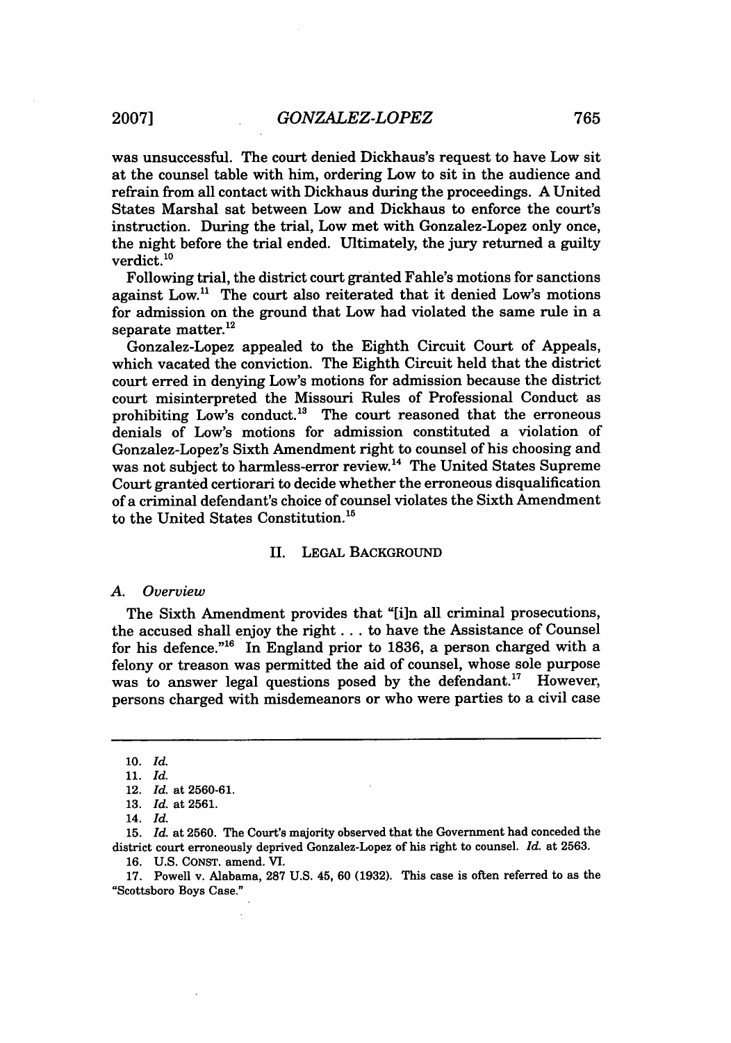was unsuccessful. The court denied Dickhaus's request to have Low sit at the counsel table with him, ordering Low to sit in the audience and refrain from all contact with Dickhaus during the proceedings. A United States Marshal sat between Low and Dickhaus to enforce the court's instruction. During the trial, Low met with Gonzalez-Lopez only once, the night before the trial ended. Ultimately, the jury returned a guilty verdict.[10]

Following trial, the district court granted Fahle's motions for sanctions against Low.[11] The court also reiterated that it denied Low's motions for admission on the ground that Low had violated the same rule in a separate matter.[12]

Gonzalez-Lopez appealed to the Eighth Circuit Court of Appeals, which vacated the conviction. The Eighth Circuit held that the district court erred in denying Low's motions for admission because the district court misinterpreted the Missouri Rules of Professional Conduct as prohibiting Low's conduct.[13] The court reasoned that the erroneous denials of Low's motions for admission constituted a violation of Gonzalez-Lopez's Sixth Amendment right to counsel of his choosing and was not subject to harmless-error review.[14] The United States Supreme Court granted certiorari to decide whether the erroneous disqualification of a criminal defendant's choice of counsel violates the Sixth Amendment to the United States Constitution.[15]

## II. LEGAL BACKGROUND

### A. *Overview*

The Sixth Amendment provides that "[i]n all criminal prosecutions, the accused shall enjoy the right . . . to have the Assistance of Counsel for his defence."[16] In England prior to 1836, a person charged with a felony or treason was permitted the aid of counsel, whose sole purpose was to answer legal questions posed by the defendant.[17] However, persons charged with misdemeanors or who were parties to a civil case

---

10. *Id.*
11. *Id.*
12. *Id.* at 2560-61.
13. *Id.* at 2561.
14. *Id.*
15. *Id.* at 2560. The Court's majority observed that the Government had conceded the district court erroneously deprived Gonzalez-Lopez of his right to counsel. *Id.* at 2563.
16. U.S. CONST. amend. VI.
17. Powell v. Alabama, 287 U.S. 45, 60 (1932). This case is often referred to as the "Scottsboro Boys Case."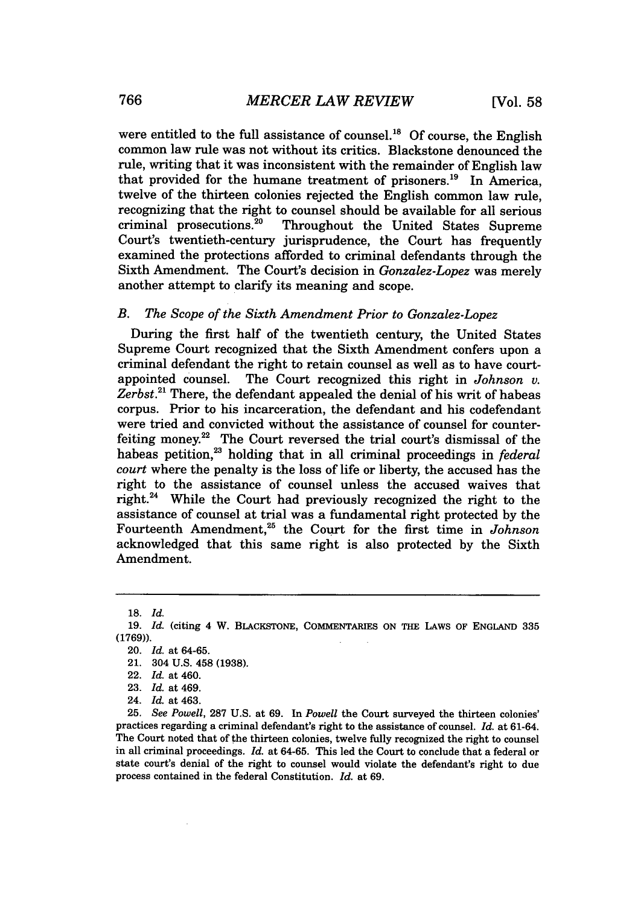were entitled to the full assistance of counsel.[18] Of course, the English common law rule was not without its critics. Blackstone denounced the rule, writing that it was inconsistent with the remainder of English law that provided for the humane treatment of prisoners.[19] In America, twelve of the thirteen colonies rejected the English common law rule, recognizing that the right to counsel should be available for all serious criminal prosecutions.[20] Throughout the United States Supreme Court's twentieth-century jurisprudence, the Court has frequently examined the protections afforded to criminal defendants through the Sixth Amendment. The Court's decision in *Gonzalez-Lopez* was merely another attempt to clarify its meaning and scope.

### B. *The Scope of the Sixth Amendment Prior to Gonzalez-Lopez*

During the first half of the twentieth century, the United States Supreme Court recognized that the Sixth Amendment confers upon a criminal defendant the right to retain counsel as well as to have court-appointed counsel. The Court recognized this right in *Johnson v. Zerbst*.[21] There, the defendant appealed the denial of his writ of habeas corpus. Prior to his incarceration, the defendant and his codefendant were tried and convicted without the assistance of counsel for counterfeiting money.[22] The Court reversed the trial court's dismissal of the habeas petition,[23] holding that in all criminal proceedings in *federal court* where the penalty is the loss of life or liberty, the accused has the right to the assistance of counsel unless the accused waives that right.[24] While the Court had previously recognized the right to the assistance of counsel at trial was a fundamental right protected by the Fourteenth Amendment,[25] the Court for the first time in *Johnson* acknowledged that this same right is also protected by the Sixth Amendment.

---

18. *Id.*

19. *Id.* (citing 4 W. BLACKSTONE, COMMENTARIES ON THE LAWS OF ENGLAND 335 (1769)).

20. *Id.* at 64-65.

21. 304 U.S. 458 (1938).

22. *Id.* at 460.

23. *Id.* at 469.

24. *Id.* at 463.

25. *See Powell*, 287 U.S. at 69. In *Powell* the Court surveyed the thirteen colonies' practices regarding a criminal defendant's right to the assistance of counsel. *Id.* at 61-64. The Court noted that of the thirteen colonies, twelve fully recognized the right to counsel in all criminal proceedings. *Id.* at 64-65. This led the Court to conclude that a federal or state court's denial of the right to counsel would violate the defendant's right to due process contained in the federal Constitution. *Id.* at 69.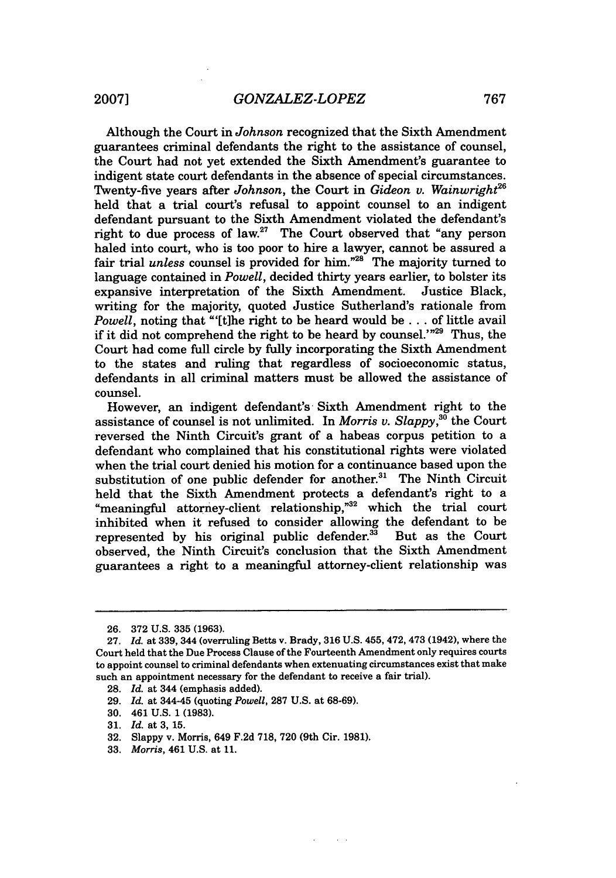Although the Court in *Johnson* recognized that the Sixth Amendment guarantees criminal defendants the right to the assistance of counsel, the Court had not yet extended the Sixth Amendment's guarantee to indigent state court defendants in the absence of special circumstances. Twenty-five years after *Johnson*, the Court in *Gideon v. Wainwright*[26] held that a trial court's refusal to appoint counsel to an indigent defendant pursuant to the Sixth Amendment violated the defendant's right to due process of law.[27] The Court observed that "any person haled into court, who is too poor to hire a lawyer, cannot be assured a fair trial *unless* counsel is provided for him."[28] The majority turned to language contained in *Powell*, decided thirty years earlier, to bolster its expansive interpretation of the Sixth Amendment. Justice Black, writing for the majority, quoted Justice Sutherland's rationale from *Powell*, noting that "'[t]he right to be heard would be . . . of little avail if it did not comprehend the right to be heard by counsel.'"[29] Thus, the Court had come full circle by fully incorporating the Sixth Amendment to the states and ruling that regardless of socioeconomic status, defendants in all criminal matters must be allowed the assistance of counsel.

However, an indigent defendant's Sixth Amendment right to the assistance of counsel is not unlimited. In *Morris v. Slappy*,[30] the Court reversed the Ninth Circuit's grant of a habeas corpus petition to a defendant who complained that his constitutional rights were violated when the trial court denied his motion for a continuance based upon the substitution of one public defender for another.[31] The Ninth Circuit held that the Sixth Amendment protects a defendant's right to a "meaningful attorney-client relationship,"[32] which the trial court inhibited when it refused to consider allowing the defendant to be represented by his original public defender.[33] But as the Court observed, the Ninth Circuit's conclusion that the Sixth Amendment guarantees a right to a meaningful attorney-client relationship was

---

26. 372 U.S. 335 (1963).

27. *Id.* at 339, 344 (overruling Betts v. Brady, 316 U.S. 455, 472, 473 (1942), where the Court held that the Due Process Clause of the Fourteenth Amendment only requires courts to appoint counsel to criminal defendants when extenuating circumstances exist that make such an appointment necessary for the defendant to receive a fair trial).

28. *Id.* at 344 (emphasis added).

29. *Id.* at 344-45 (quoting *Powell*, 287 U.S. at 68-69).

30. 461 U.S. 1 (1983).

31. *Id.* at 3, 15.

32. Slappy v. Morris, 649 F.2d 718, 720 (9th Cir. 1981).

33. *Morris*, 461 U.S. at 11.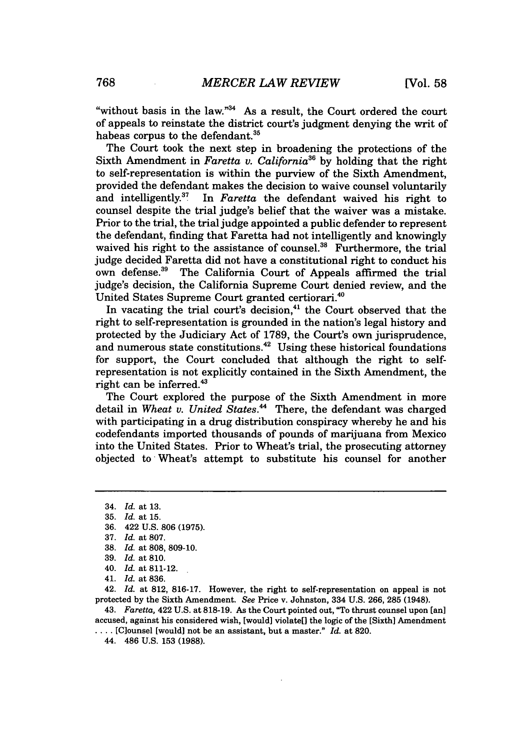"without basis in the law."[34] As a result, the Court ordered the court of appeals to reinstate the district court's judgment denying the writ of habeas corpus to the defendant.[35]

The Court took the next step in broadening the protections of the Sixth Amendment in *Faretta v. California*[36] by holding that the right to self-representation is within the purview of the Sixth Amendment, provided the defendant makes the decision to waive counsel voluntarily and intelligently.[37] In *Faretta* the defendant waived his right to counsel despite the trial judge's belief that the waiver was a mistake. Prior to the trial, the trial judge appointed a public defender to represent the defendant, finding that Faretta had not intelligently and knowingly waived his right to the assistance of counsel.[38] Furthermore, the trial judge decided Faretta did not have a constitutional right to conduct his own defense.[39] The California Court of Appeals affirmed the trial judge's decision, the California Supreme Court denied review, and the United States Supreme Court granted certiorari.[40]

In vacating the trial court's decision,[41] the Court observed that the right to self-representation is grounded in the nation's legal history and protected by the Judiciary Act of 1789, the Court's own jurisprudence, and numerous state constitutions.[42] Using these historical foundations for support, the Court concluded that although the right to self-representation is not explicitly contained in the Sixth Amendment, the right can be inferred.[43]

The Court explored the purpose of the Sixth Amendment in more detail in *Wheat v. United States*.[44] There, the defendant was charged with participating in a drug distribution conspiracy whereby he and his codefendants imported thousands of pounds of marijuana from Mexico into the United States. Prior to Wheat's trial, the prosecuting attorney objected to Wheat's attempt to substitute his counsel for another

---

34. *Id.* at 13.

35. *Id.* at 15.

36. 422 U.S. 806 (1975).

37. *Id.* at 807.

38. *Id.* at 808, 809-10.

39. *Id.* at 810.

40. *Id.* at 811-12.

41. *Id.* at 836.

42. *Id.* at 812, 816-17. However, the right to self-representation on appeal is not protected by the Sixth Amendment. *See* Price v. Johnston, 334 U.S. 266, 285 (1948).

43. *Faretta*, 422 U.S. at 818-19. As the Court pointed out, "To thrust counsel upon [an] accused, against his considered wish, [would] violate[] the logic of the [Sixth] Amendment . . . . [C]ounsel [would] not be an assistant, but a master." *Id.* at 820.

44. 486 U.S. 153 (1988).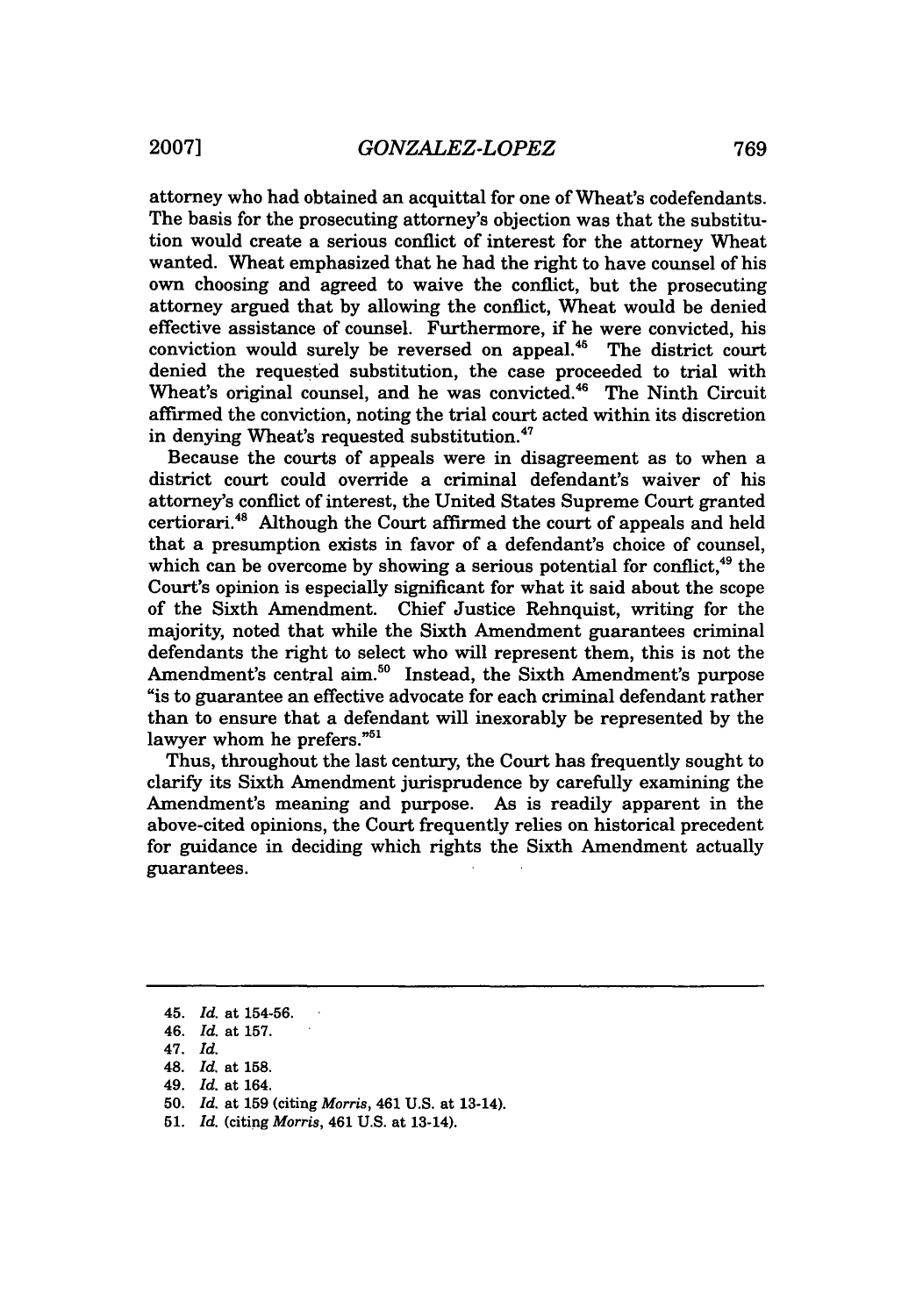attorney who had obtained an acquittal for one of Wheat's codefendants. The basis for the prosecuting attorney's objection was that the substitution would create a serious conflict of interest for the attorney Wheat wanted. Wheat emphasized that he had the right to have counsel of his own choosing and agreed to waive the conflict, but the prosecuting attorney argued that by allowing the conflict, Wheat would be denied effective assistance of counsel. Furthermore, if he were convicted, his conviction would surely be reversed on appeal.[45] The district court denied the requested substitution, the case proceeded to trial with Wheat's original counsel, and he was convicted.[46] The Ninth Circuit affirmed the conviction, noting the trial court acted within its discretion in denying Wheat's requested substitution.[47]

Because the courts of appeals were in disagreement as to when a district court could override a criminal defendant's waiver of his attorney's conflict of interest, the United States Supreme Court granted certiorari.[48] Although the Court affirmed the court of appeals and held that a presumption exists in favor of a defendant's choice of counsel, which can be overcome by showing a serious potential for conflict,[49] the Court's opinion is especially significant for what it said about the scope of the Sixth Amendment. Chief Justice Rehnquist, writing for the majority, noted that while the Sixth Amendment guarantees criminal defendants the right to select who will represent them, this is not the Amendment's central aim.[50] Instead, the Sixth Amendment's purpose "is to guarantee an effective advocate for each criminal defendant rather than to ensure that a defendant will inexorably be represented by the lawyer whom he prefers."[51]

Thus, throughout the last century, the Court has frequently sought to clarify its Sixth Amendment jurisprudence by carefully examining the Amendment's meaning and purpose. As is readily apparent in the above-cited opinions, the Court frequently relies on historical precedent for guidance in deciding which rights the Sixth Amendment actually guarantees.

---

45. *Id.* at 154-56.
46. *Id.* at 157.
47. *Id.*
48. *Id.* at 158.
49. *Id.* at 164.
50. *Id.* at 159 (citing *Morris*, 461 U.S. at 13-14).
51. *Id.* (citing *Morris*, 461 U.S. at 13-14).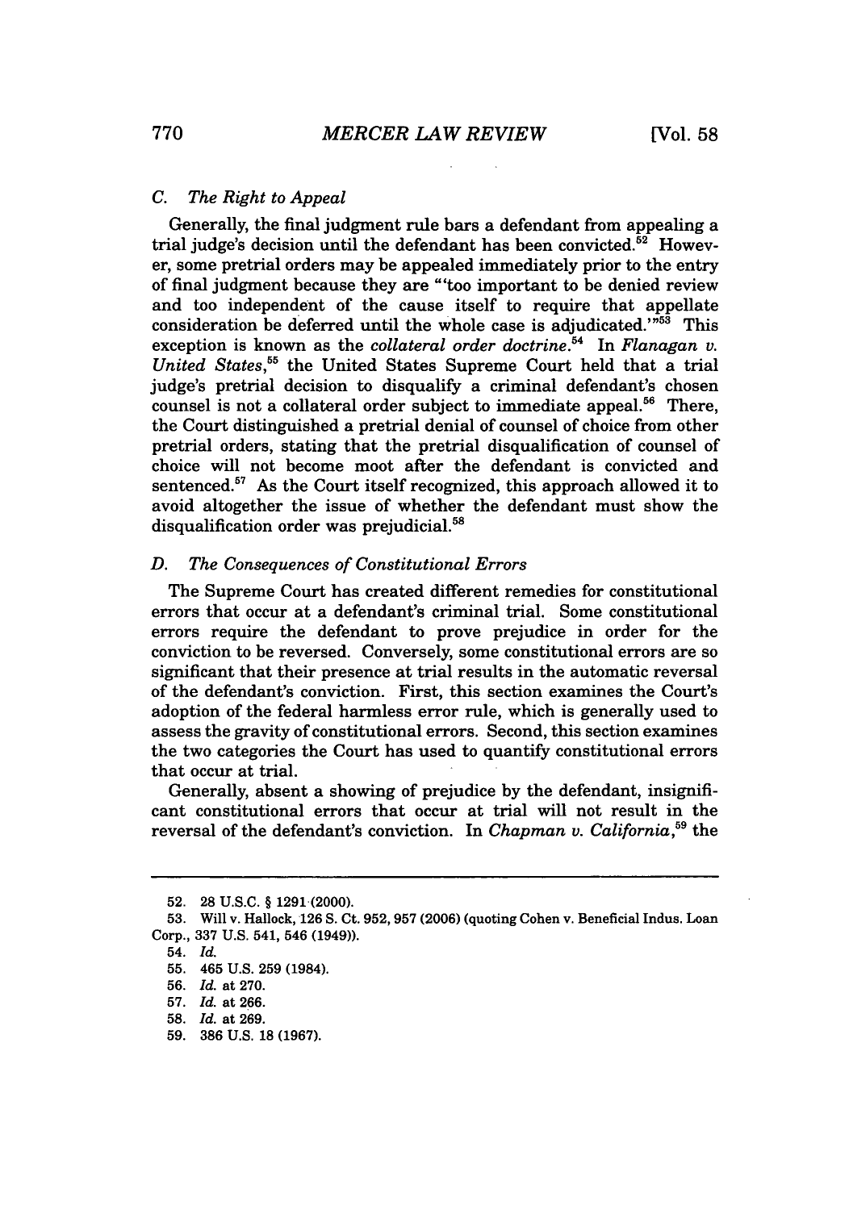### *C. The Right to Appeal*

Generally, the final judgment rule bars a defendant from appealing a trial judge's decision until the defendant has been convicted.[52] However, some pretrial orders may be appealed immediately prior to the entry of final judgment because they are "'too important to be denied review and too independent of the cause itself to require that appellate consideration be deferred until the whole case is adjudicated.'"[53] This exception is known as the *collateral order doctrine*.[54] In *Flanagan v. United States*,[55] the United States Supreme Court held that a trial judge's pretrial decision to disqualify a criminal defendant's chosen counsel is not a collateral order subject to immediate appeal.[56] There, the Court distinguished a pretrial denial of counsel of choice from other pretrial orders, stating that the pretrial disqualification of counsel of choice will not become moot after the defendant is convicted and sentenced.[57] As the Court itself recognized, this approach allowed it to avoid altogether the issue of whether the defendant must show the disqualification order was prejudicial.[58]

### *D. The Consequences of Constitutional Errors*

The Supreme Court has created different remedies for constitutional errors that occur at a defendant's criminal trial. Some constitutional errors require the defendant to prove prejudice in order for the conviction to be reversed. Conversely, some constitutional errors are so significant that their presence at trial results in the automatic reversal of the defendant's conviction. First, this section examines the Court's adoption of the federal harmless error rule, which is generally used to assess the gravity of constitutional errors. Second, this section examines the two categories the Court has used to quantify constitutional errors that occur at trial.

Generally, absent a showing of prejudice by the defendant, insignificant constitutional errors that occur at trial will not result in the reversal of the defendant's conviction. In *Chapman v. California*,[59] the

---

52. 28 U.S.C. § 1291 (2000).

53. Will v. Hallock, 126 S. Ct. 952, 957 (2006) (quoting Cohen v. Beneficial Indus. Loan Corp., 337 U.S. 541, 546 (1949)).

54. *Id.*

55. 465 U.S. 259 (1984).

56. *Id.* at 270.

57. *Id.* at 266.

58. *Id.* at 269.

59. 386 U.S. 18 (1967).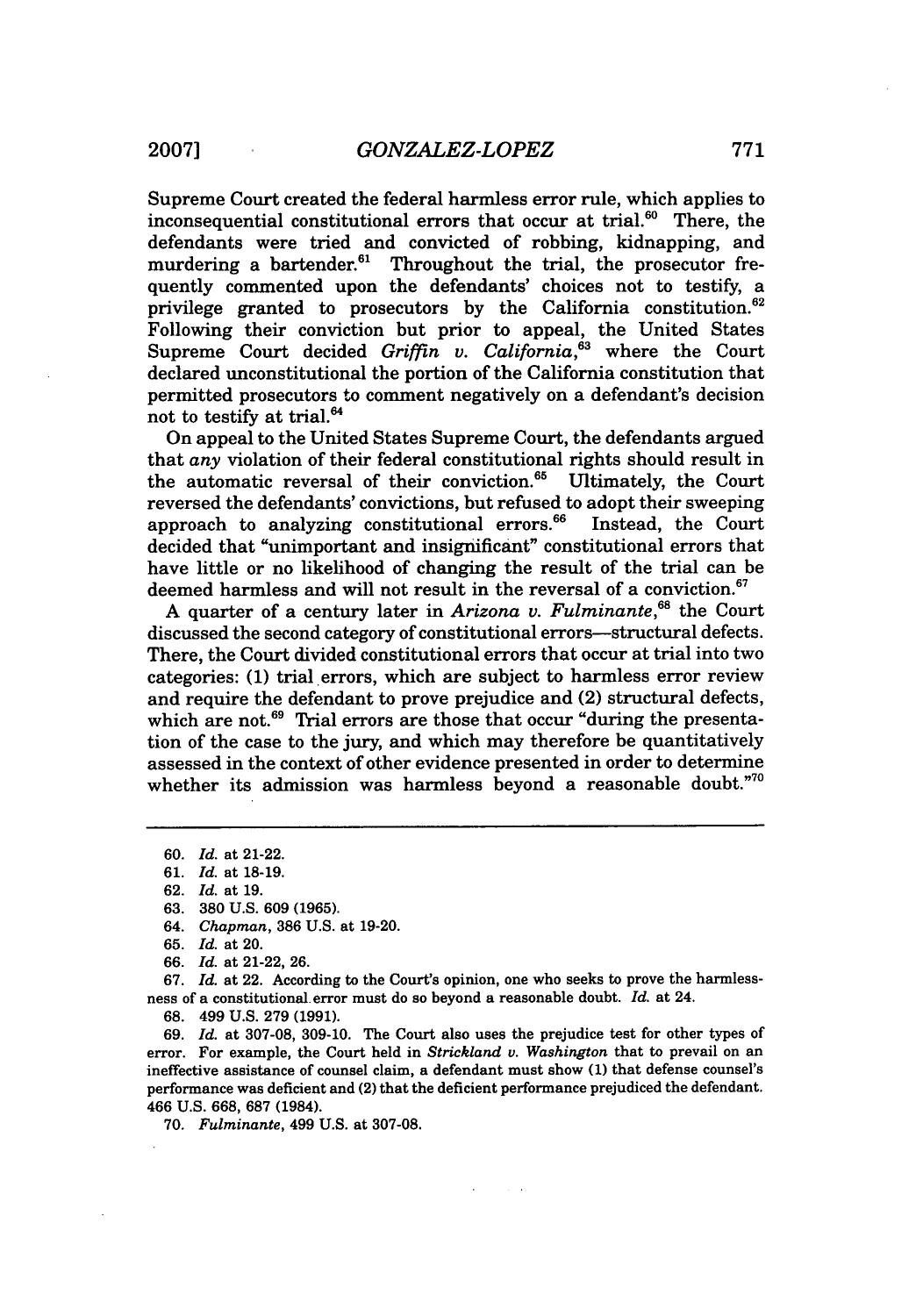Supreme Court created the federal harmless error rule, which applies to inconsequential constitutional errors that occur at trial.[60] There, the defendants were tried and convicted of robbing, kidnapping, and murdering a bartender.[61] Throughout the trial, the prosecutor frequently commented upon the defendants' choices not to testify, a privilege granted to prosecutors by the California constitution.[62] Following their conviction but prior to appeal, the United States Supreme Court decided *Griffin v. California*,[63] where the Court declared unconstitutional the portion of the California constitution that permitted prosecutors to comment negatively on a defendant's decision not to testify at trial.[64]

On appeal to the United States Supreme Court, the defendants argued that *any* violation of their federal constitutional rights should result in the automatic reversal of their conviction.[65] Ultimately, the Court reversed the defendants' convictions, but refused to adopt their sweeping approach to analyzing constitutional errors.[66] Instead, the Court decided that "unimportant and insignificant" constitutional errors that have little or no likelihood of changing the result of the trial can be deemed harmless and will not result in the reversal of a conviction.[67]

A quarter of a century later in *Arizona v. Fulminante*,[68] the Court discussed the second category of constitutional errors—structural defects. There, the Court divided constitutional errors that occur at trial into two categories: (1) trial errors, which are subject to harmless error review and require the defendant to prove prejudice and (2) structural defects, which are not.[69] Trial errors are those that occur "during the presentation of the case to the jury, and which may therefore be quantitatively assessed in the context of other evidence presented in order to determine whether its admission was harmless beyond a reasonable doubt."[70]

---

60. *Id.* at 21-22.

61. *Id.* at 18-19.

62. *Id.* at 19.

63. 380 U.S. 609 (1965).

64. *Chapman*, 386 U.S. at 19-20.

65. *Id.* at 20.

66. *Id.* at 21-22, 26.

67. *Id.* at 22. According to the Court's opinion, one who seeks to prove the harmlessness of a constitutional error must do so beyond a reasonable doubt. *Id.* at 24.

68. 499 U.S. 279 (1991).

69. *Id.* at 307-08, 309-10. The Court also uses the prejudice test for other types of error. For example, the Court held in *Strickland v. Washington* that to prevail on an ineffective assistance of counsel claim, a defendant must show (1) that defense counsel's performance was deficient and (2) that the deficient performance prejudiced the defendant. 466 U.S. 668, 687 (1984).

70. *Fulminante*, 499 U.S. at 307-08.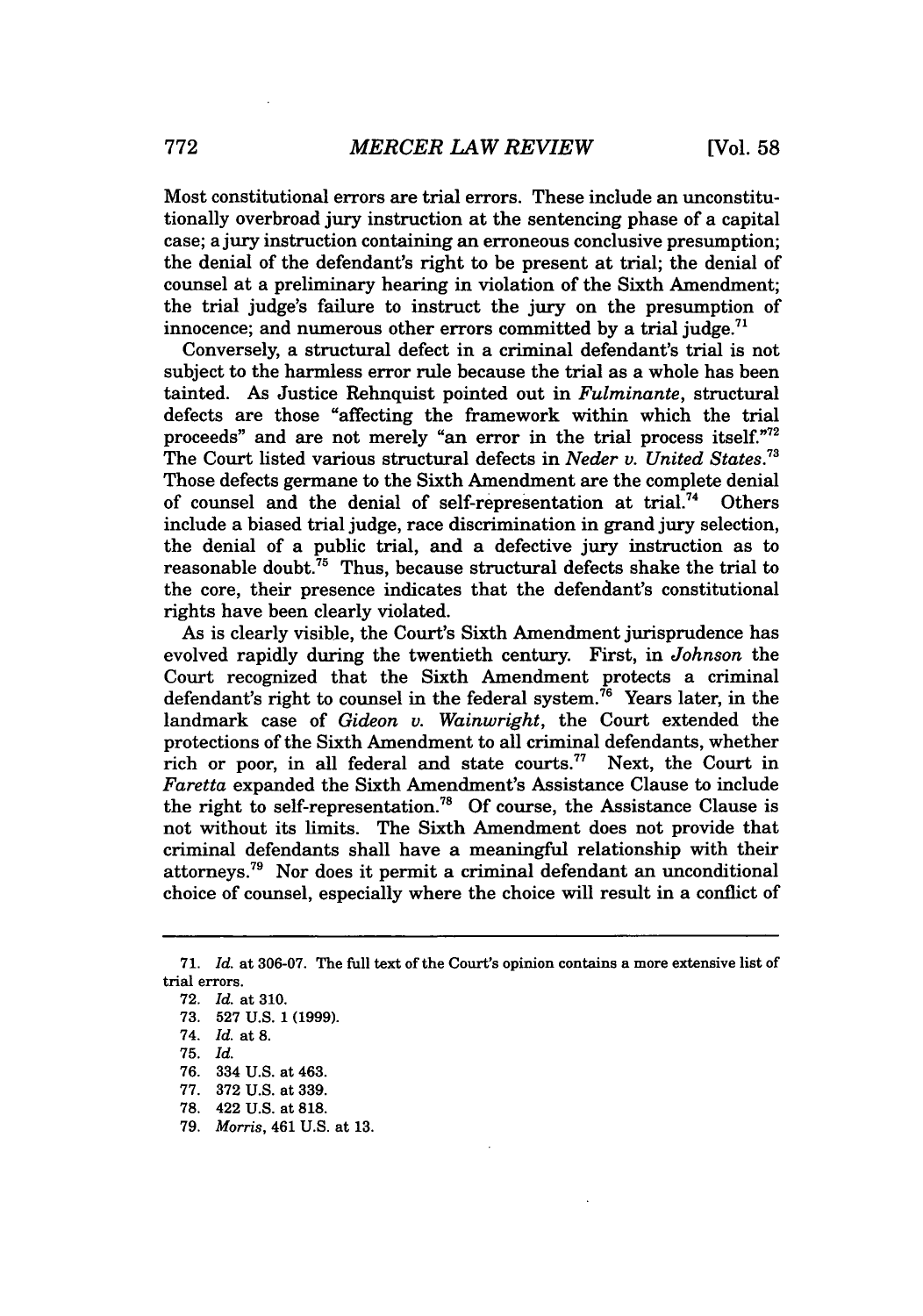Most constitutional errors are trial errors. These include an unconstitutionally overbroad jury instruction at the sentencing phase of a capital case; a jury instruction containing an erroneous conclusive presumption; the denial of the defendant's right to be present at trial; the denial of counsel at a preliminary hearing in violation of the Sixth Amendment; the trial judge's failure to instruct the jury on the presumption of innocence; and numerous other errors committed by a trial judge.[71]

Conversely, a structural defect in a criminal defendant's trial is not subject to the harmless error rule because the trial as a whole has been tainted. As Justice Rehnquist pointed out in *Fulminante*, structural defects are those "affecting the framework within which the trial proceeds" and are not merely "an error in the trial process itself."[72] The Court listed various structural defects in *Neder v. United States*.[73] Those defects germane to the Sixth Amendment are the complete denial of counsel and the denial of self-representation at trial.[74] Others include a biased trial judge, race discrimination in grand jury selection, the denial of a public trial, and a defective jury instruction as to reasonable doubt.[75] Thus, because structural defects shake the trial to the core, their presence indicates that the defendant's constitutional rights have been clearly violated.

As is clearly visible, the Court's Sixth Amendment jurisprudence has evolved rapidly during the twentieth century. First, in *Johnson* the Court recognized that the Sixth Amendment protects a criminal defendant's right to counsel in the federal system.[76] Years later, in the landmark case of *Gideon v. Wainwright*, the Court extended the protections of the Sixth Amendment to all criminal defendants, whether rich or poor, in all federal and state courts.[77] Next, the Court in *Faretta* expanded the Sixth Amendment's Assistance Clause to include the right to self-representation.[78] Of course, the Assistance Clause is not without its limits. The Sixth Amendment does not provide that criminal defendants shall have a meaningful relationship with their attorneys.[79] Nor does it permit a criminal defendant an unconditional choice of counsel, especially where the choice will result in a conflict of

---

71. *Id.* at 306-07. The full text of the Court's opinion contains a more extensive list of trial errors.

72. *Id.* at 310.

73. 527 U.S. 1 (1999).

74. *Id.* at 8.

75. *Id.*

76. 334 U.S. at 463.

77. 372 U.S. at 339.

78. 422 U.S. at 818.

79. *Morris*, 461 U.S. at 13.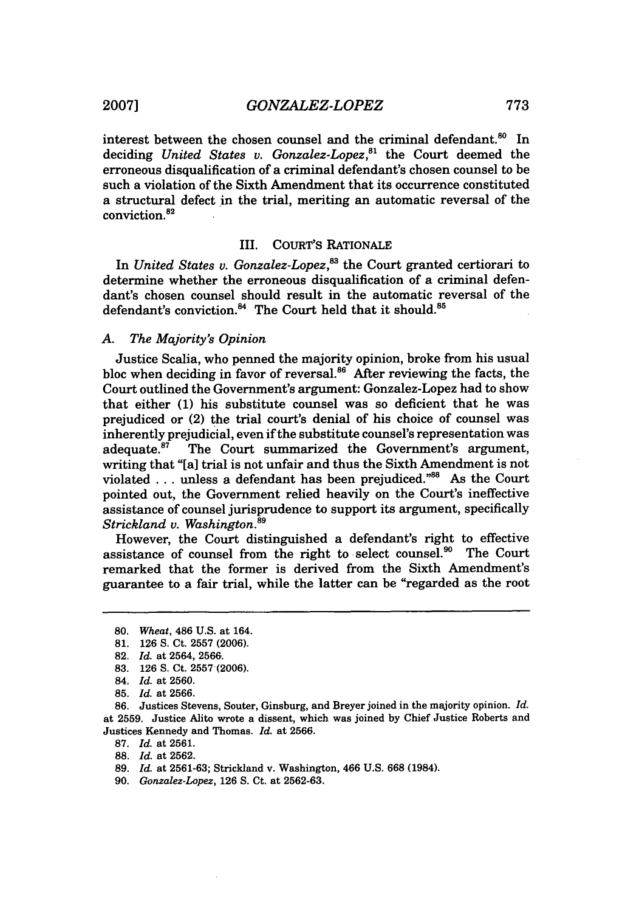interest between the chosen counsel and the criminal defendant.[80] In deciding *United States v. Gonzalez-Lopez*,[81] the Court deemed the erroneous disqualification of a criminal defendant's chosen counsel to be such a violation of the Sixth Amendment that its occurrence constituted a structural defect in the trial, meriting an automatic reversal of the conviction.[82]

## III. COURT'S RATIONALE

In *United States v. Gonzalez-Lopez*,[83] the Court granted certiorari to determine whether the erroneous disqualification of a criminal defendant's chosen counsel should result in the automatic reversal of the defendant's conviction.[84] The Court held that it should.[85]

### A. *The Majority's Opinion*

Justice Scalia, who penned the majority opinion, broke from his usual bloc when deciding in favor of reversal.[86] After reviewing the facts, the Court outlined the Government's argument: Gonzalez-Lopez had to show that either (1) his substitute counsel was so deficient that he was prejudiced or (2) the trial court's denial of his choice of counsel was inherently prejudicial, even if the substitute counsel's representation was adequate.[87] The Court summarized the Government's argument, writing that "[a] trial is not unfair and thus the Sixth Amendment is not violated . . . unless a defendant has been prejudiced."[88] As the Court pointed out, the Government relied heavily on the Court's ineffective assistance of counsel jurisprudence to support its argument, specifically *Strickland v. Washington*.[89]

However, the Court distinguished a defendant's right to effective assistance of counsel from the right to select counsel.[90] The Court remarked that the former is derived from the Sixth Amendment's guarantee to a fair trial, while the latter can be "regarded as the root

---

80. *Wheat*, 486 U.S. at 164.

81. 126 S. Ct. 2557 (2006).

82. *Id.* at 2564, 2566.

83. 126 S. Ct. 2557 (2006).

84. *Id.* at 2560.

85. *Id.* at 2566.

86. Justices Stevens, Souter, Ginsburg, and Breyer joined in the majority opinion. *Id.* at 2559. Justice Alito wrote a dissent, which was joined by Chief Justice Roberts and Justices Kennedy and Thomas. *Id.* at 2566.

87. *Id.* at 2561.

88. *Id.* at 2562.

89. *Id.* at 2561-63; Strickland v. Washington, 466 U.S. 668 (1984).

90. *Gonzalez-Lopez*, 126 S. Ct. at 2562-63.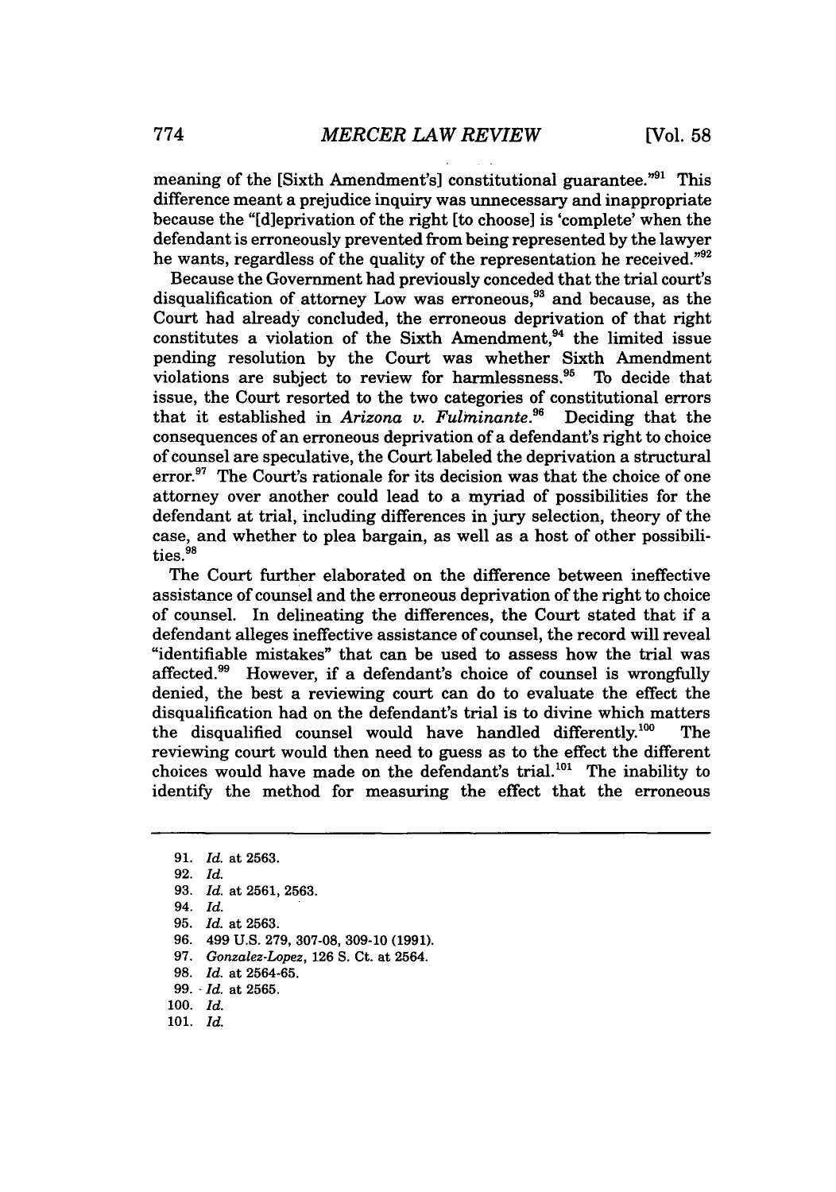meaning of the [Sixth Amendment's] constitutional guarantee."[91] This difference meant a prejudice inquiry was unnecessary and inappropriate because the "[d]eprivation of the right [to choose] is 'complete' when the defendant is erroneously prevented from being represented by the lawyer he wants, regardless of the quality of the representation he received."[92]

Because the Government had previously conceded that the trial court's disqualification of attorney Low was erroneous,[93] and because, as the Court had already concluded, the erroneous deprivation of that right constitutes a violation of the Sixth Amendment,[94] the limited issue pending resolution by the Court was whether Sixth Amendment violations are subject to review for harmlessness.[95] To decide that issue, the Court resorted to the two categories of constitutional errors that it established in *Arizona v. Fulminante*.[96] Deciding that the consequences of an erroneous deprivation of a defendant's right to choice of counsel are speculative, the Court labeled the deprivation a structural error.[97] The Court's rationale for its decision was that the choice of one attorney over another could lead to a myriad of possibilities for the defendant at trial, including differences in jury selection, theory of the case, and whether to plea bargain, as well as a host of other possibilities.[98]

The Court further elaborated on the difference between ineffective assistance of counsel and the erroneous deprivation of the right to choice of counsel. In delineating the differences, the Court stated that if a defendant alleges ineffective assistance of counsel, the record will reveal "identifiable mistakes" that can be used to assess how the trial was affected.[99] However, if a defendant's choice of counsel is wrongfully denied, the best a reviewing court can do to evaluate the effect the disqualification had on the defendant's trial is to divine which matters the disqualified counsel would have handled differently.[100] The reviewing court would then need to guess as to the effect the different choices would have made on the defendant's trial.[101] The inability to identify the method for measuring the effect that the erroneous

---

91. *Id.* at 2563.
92. *Id.*
93. *Id.* at 2561, 2563.
94. *Id.*
95. *Id.* at 2563.
96. 499 U.S. 279, 307-08, 309-10 (1991).
97. *Gonzalez-Lopez*, 126 S. Ct. at 2564.
98. *Id.* at 2564-65.
99. *Id.* at 2565.
100. *Id.*
101. *Id.*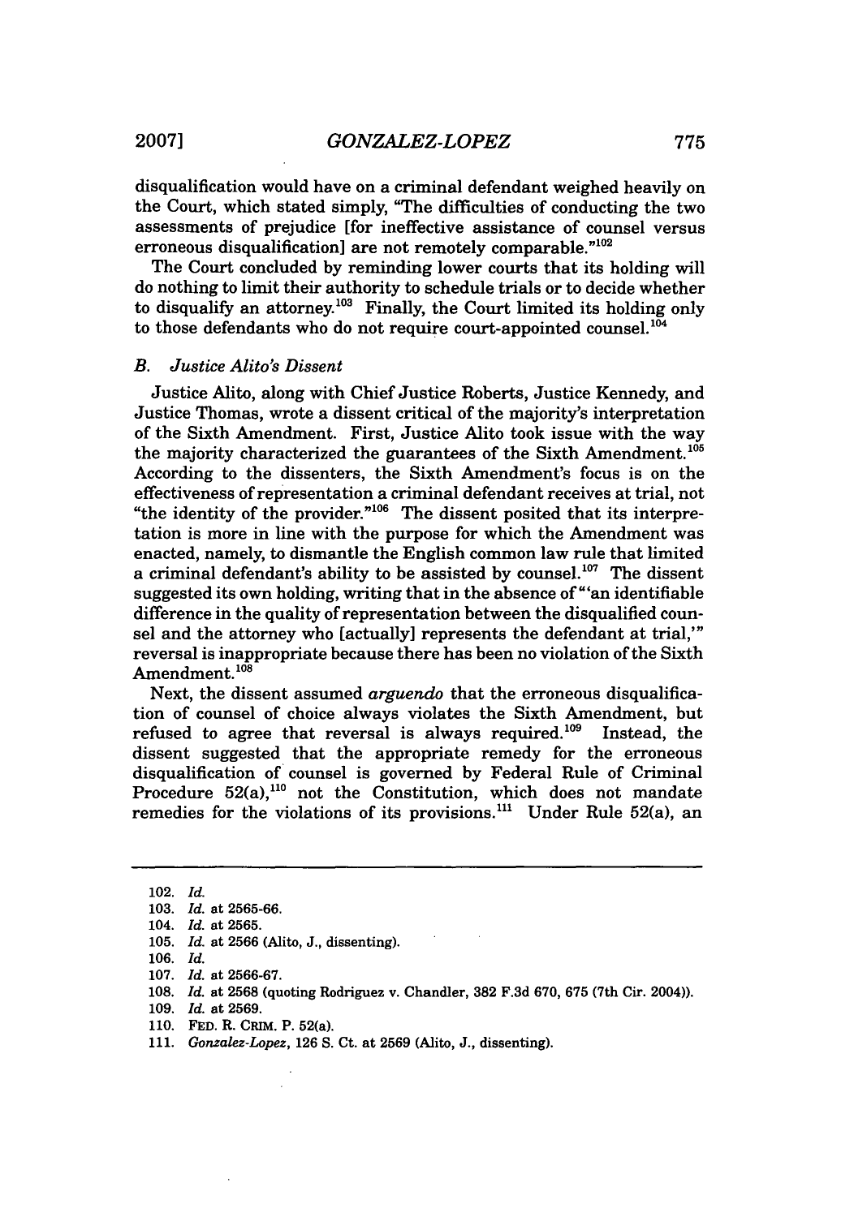disqualification would have on a criminal defendant weighed heavily on the Court, which stated simply, "The difficulties of conducting the two assessments of prejudice [for ineffective assistance of counsel versus erroneous disqualification] are not remotely comparable."[102]

The Court concluded by reminding lower courts that its holding will do nothing to limit their authority to schedule trials or to decide whether to disqualify an attorney.[103] Finally, the Court limited its holding only to those defendants who do not require court-appointed counsel.[104]

### *B. Justice Alito's Dissent*

Justice Alito, along with Chief Justice Roberts, Justice Kennedy, and Justice Thomas, wrote a dissent critical of the majority's interpretation of the Sixth Amendment. First, Justice Alito took issue with the way the majority characterized the guarantees of the Sixth Amendment.[105] According to the dissenters, the Sixth Amendment's focus is on the effectiveness of representation a criminal defendant receives at trial, not "the identity of the provider."[106] The dissent posited that its interpretation is more in line with the purpose for which the Amendment was enacted, namely, to dismantle the English common law rule that limited a criminal defendant's ability to be assisted by counsel.[107] The dissent suggested its own holding, writing that in the absence of "'an identifiable difference in the quality of representation between the disqualified counsel and the attorney who [actually] represents the defendant at trial,'" reversal is inappropriate because there has been no violation of the Sixth Amendment.[108]

Next, the dissent assumed *arguendo* that the erroneous disqualification of counsel of choice always violates the Sixth Amendment, but refused to agree that reversal is always required.[109] Instead, the dissent suggested that the appropriate remedy for the erroneous disqualification of counsel is governed by Federal Rule of Criminal Procedure 52(a),[110] not the Constitution, which does not mandate remedies for the violations of its provisions.[111] Under Rule 52(a), an

---

102. *Id.*
103. *Id.* at 2565-66.
104. *Id.* at 2565.
105. *Id.* at 2566 (Alito, J., dissenting).
106. *Id.*
107. *Id.* at 2566-67.
108. *Id.* at 2568 (quoting Rodriguez v. Chandler, 382 F.3d 670, 675 (7th Cir. 2004)).
109. *Id.* at 2569.
110. FED. R. CRIM. P. 52(a).
111. *Gonzalez-Lopez*, 126 S. Ct. at 2569 (Alito, J., dissenting).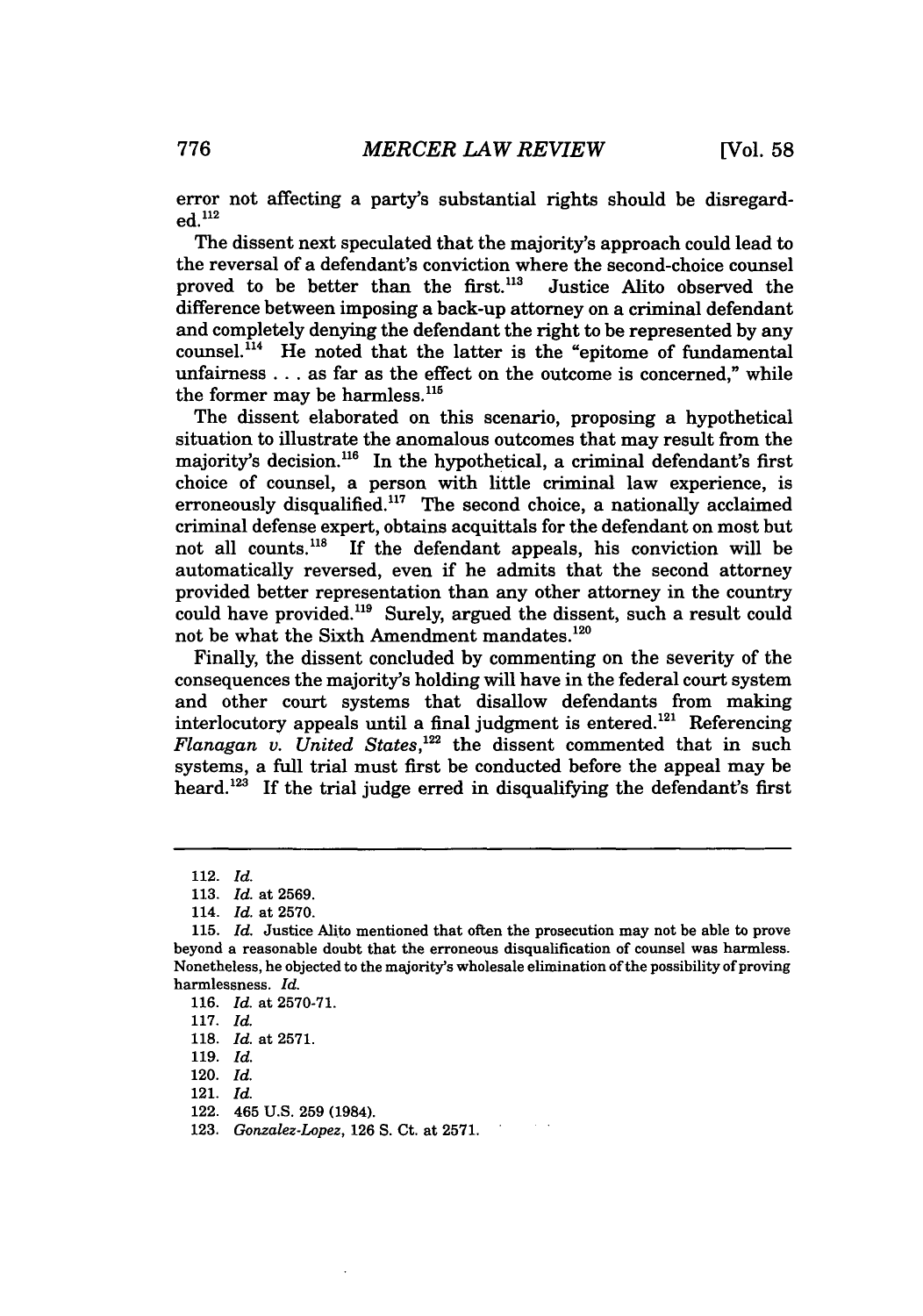error not affecting a party's substantial rights should be disregarded.[112]

The dissent next speculated that the majority's approach could lead to the reversal of a defendant's conviction where the second-choice counsel proved to be better than the first.[113] Justice Alito observed the difference between imposing a back-up attorney on a criminal defendant and completely denying the defendant the right to be represented by any counsel.[114] He noted that the latter is the "epitome of fundamental unfairness . . . as far as the effect on the outcome is concerned," while the former may be harmless.[115]

The dissent elaborated on this scenario, proposing a hypothetical situation to illustrate the anomalous outcomes that may result from the majority's decision.[116] In the hypothetical, a criminal defendant's first choice of counsel, a person with little criminal law experience, is erroneously disqualified.[117] The second choice, a nationally acclaimed criminal defense expert, obtains acquittals for the defendant on most but not all counts.[118] If the defendant appeals, his conviction will be automatically reversed, even if he admits that the second attorney provided better representation than any other attorney in the country could have provided.[119] Surely, argued the dissent, such a result could not be what the Sixth Amendment mandates.[120]

Finally, the dissent concluded by commenting on the severity of the consequences the majority's holding will have in the federal court system and other court systems that disallow defendants from making interlocutory appeals until a final judgment is entered.[121] Referencing *Flanagan v. United States*,[122] the dissent commented that in such systems, a full trial must first be conducted before the appeal may be heard.[123] If the trial judge erred in disqualifying the defendant's first

---

112. *Id.*

113. *Id.* at 2569.

114. *Id.* at 2570.

115. *Id.* Justice Alito mentioned that often the prosecution may not be able to prove beyond a reasonable doubt that the erroneous disqualification of counsel was harmless. Nonetheless, he objected to the majority's wholesale elimination of the possibility of proving harmlessness. *Id.*

116. *Id.* at 2570-71.

117. *Id.*

118. *Id.* at 2571.

119. *Id.*

120. *Id.*

121. *Id.*

122. 465 U.S. 259 (1984).

123. *Gonzalez-Lopez*, 126 S. Ct. at 2571.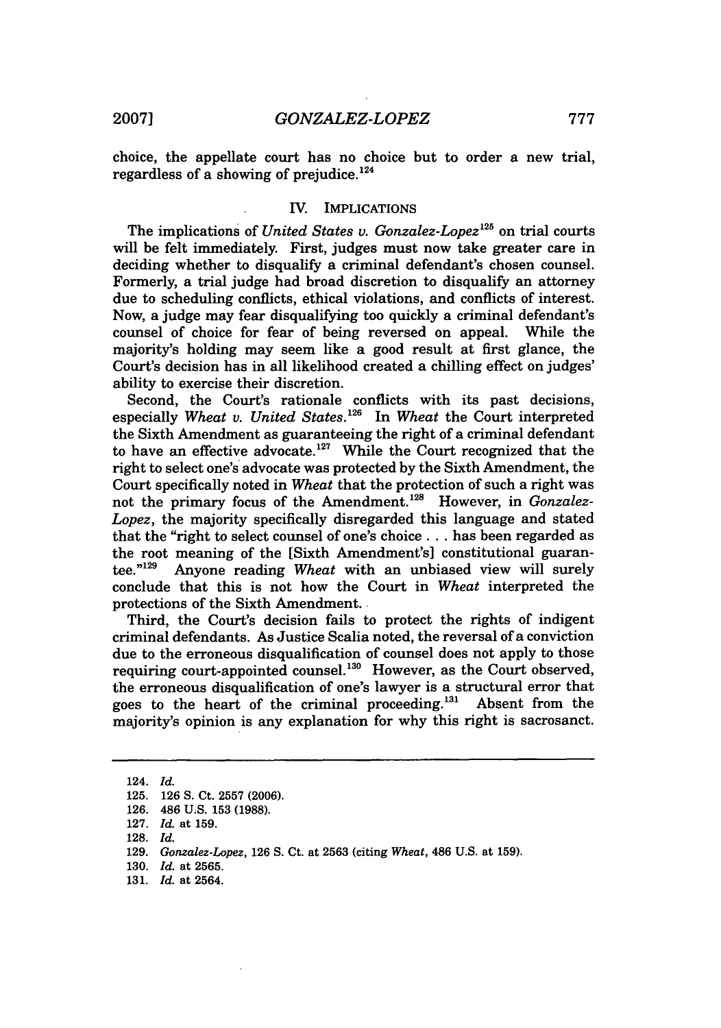choice, the appellate court has no choice but to order a new trial, regardless of a showing of prejudice.[124]

## IV. IMPLICATIONS

The implications of *United States v. Gonzalez-Lopez*[125] on trial courts will be felt immediately. First, judges must now take greater care in deciding whether to disqualify a criminal defendant's chosen counsel. Formerly, a trial judge had broad discretion to disqualify an attorney due to scheduling conflicts, ethical violations, and conflicts of interest. Now, a judge may fear disqualifying too quickly a criminal defendant's counsel of choice for fear of being reversed on appeal. While the majority's holding may seem like a good result at first glance, the Court's decision has in all likelihood created a chilling effect on judges' ability to exercise their discretion.

Second, the Court's rationale conflicts with its past decisions, especially *Wheat v. United States*.[126] In *Wheat* the Court interpreted the Sixth Amendment as guaranteeing the right of a criminal defendant to have an effective advocate.[127] While the Court recognized that the right to select one's advocate was protected by the Sixth Amendment, the Court specifically noted in *Wheat* that the protection of such a right was not the primary focus of the Amendment.[128] However, in *Gonzalez-Lopez*, the majority specifically disregarded this language and stated that the "right to select counsel of one's choice . . . has been regarded as the root meaning of the [Sixth Amendment's] constitutional guarantee."[129] Anyone reading *Wheat* with an unbiased view will surely conclude that this is not how the Court in *Wheat* interpreted the protections of the Sixth Amendment.

Third, the Court's decision fails to protect the rights of indigent criminal defendants. As Justice Scalia noted, the reversal of a conviction due to the erroneous disqualification of counsel does not apply to those requiring court-appointed counsel.[130] However, as the Court observed, the erroneous disqualification of one's lawyer is a structural error that goes to the heart of the criminal proceeding.[131] Absent from the majority's opinion is any explanation for why this right is sacrosanct.

---

124. *Id.*
125. 126 S. Ct. 2557 (2006).
126. 486 U.S. 153 (1988).
127. *Id.* at 159.
128. *Id.*
129. *Gonzalez-Lopez*, 126 S. Ct. at 2563 (citing *Wheat*, 486 U.S. at 159).
130. *Id.* at 2565.
131. *Id.* at 2564.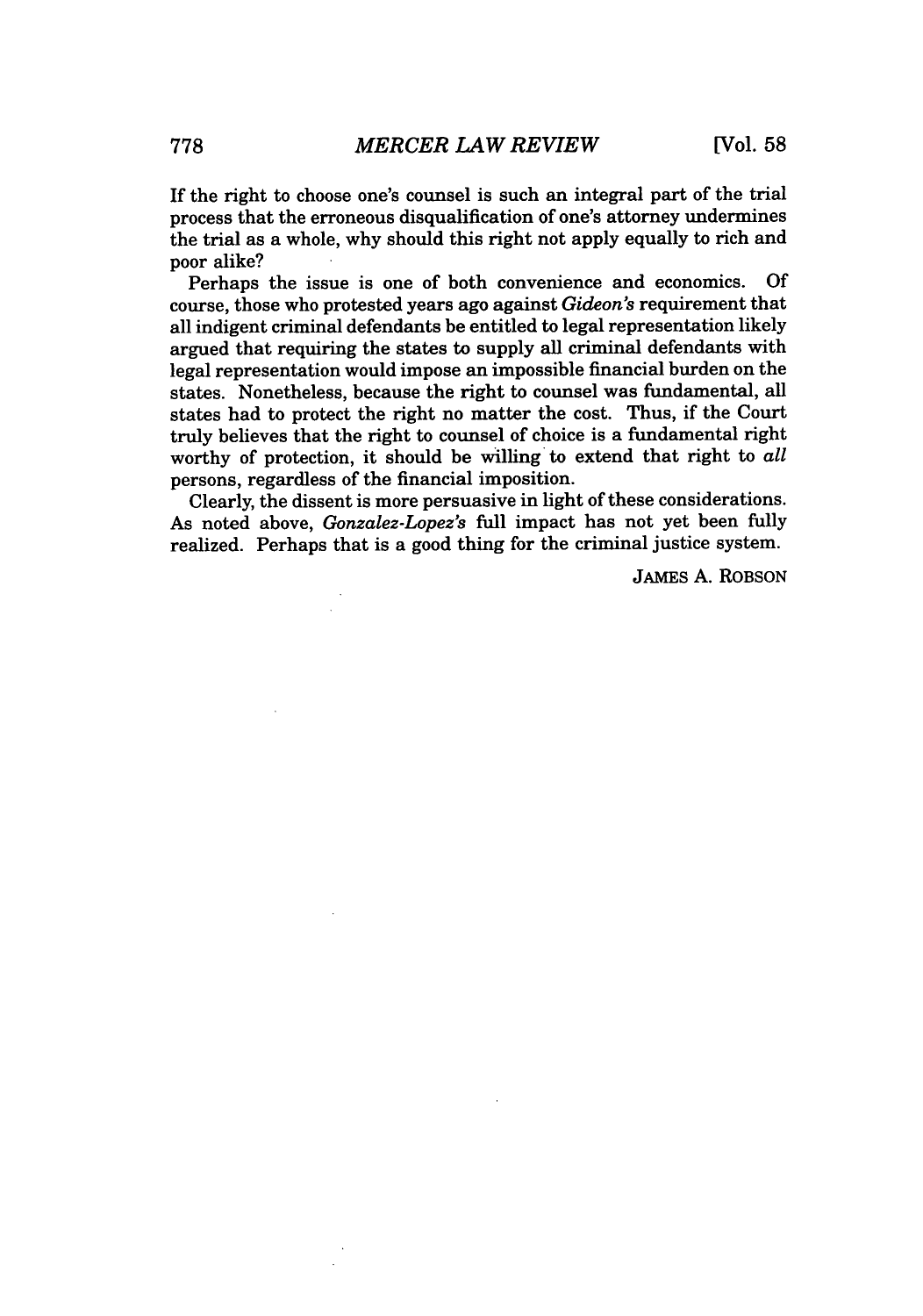If the right to choose one's counsel is such an integral part of the trial process that the erroneous disqualification of one's attorney undermines the trial as a whole, why should this right not apply equally to rich and poor alike?

Perhaps the issue is one of both convenience and economics. Of course, those who protested years ago against *Gideon's* requirement that all indigent criminal defendants be entitled to legal representation likely argued that requiring the states to supply all criminal defendants with legal representation would impose an impossible financial burden on the states. Nonetheless, because the right to counsel was fundamental, all states had to protect the right no matter the cost. Thus, if the Court truly believes that the right to counsel of choice is a fundamental right worthy of protection, it should be willing to extend that right to *all* persons, regardless of the financial imposition.

Clearly, the dissent is more persuasive in light of these considerations. As noted above, *Gonzalez-Lopez's* full impact has not yet been fully realized. Perhaps that is a good thing for the criminal justice system.

JAMES A. ROBSON